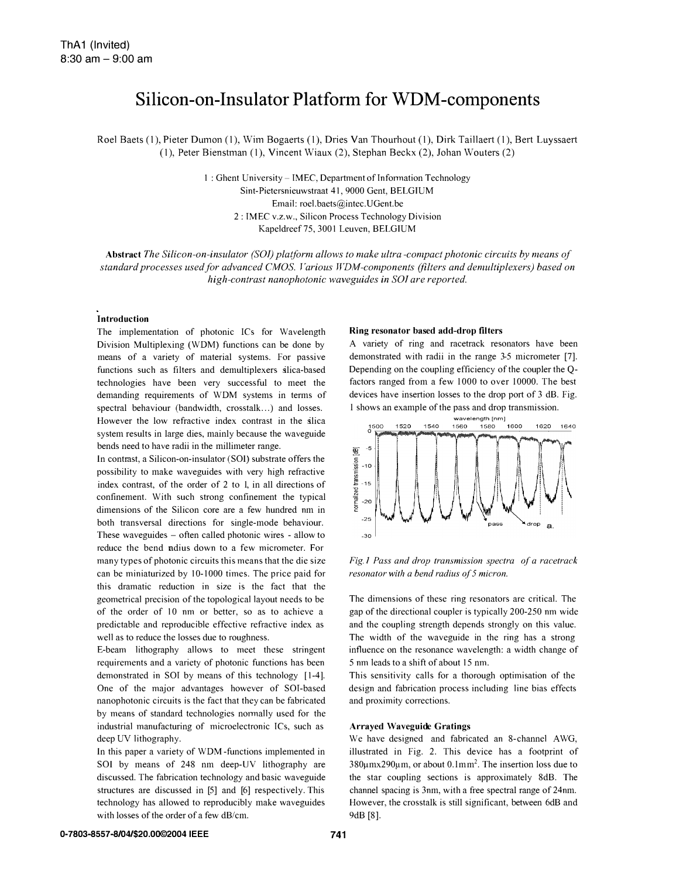ThA1 (Invited)
8:30 am – 9:00 am

# Silicon-on-Insulator Platform for WDM-components

Roel Baets (1), Pieter Dumon (1), Wim Bogaerts (1), Dries Van Thourhout (1), Dirk Taillaert (1), Bert Luyssaert (1), Peter Bienstman (1), Vincent Wiaux (2), Stephan Beckx (2), Johan Wouters (2)

1 : Ghent University – IMEC, Department of Information Technology
Sint-Pietersnieuwstraat 41, 9000 Gent, BELGIUM
Email: roel.baets@intec.UGent.be
2 : IMEC v.z.w., Silicon Process Technology Division
Kapeldreef 75, 3001 Leuven, BELGIUM

**Abstract** *The Silicon-on-insulator (SOI) platform allows to make ultra-compact photonic circuits by means of standard processes used for advanced CMOS. Various WDM-components (filters and demultiplexers) based on high-contrast nanophotonic waveguides in SOI are reported.*

### Introduction

The implementation of photonic ICs for Wavelength Division Multiplexing (WDM) functions can be done by means of a variety of material systems. For passive functions such as filters and demultiplexers silica-based technologies have been very successful to meet the demanding requirements of WDM systems in terms of spectral behaviour (bandwidth, crosstalk…) and losses. However the low refractive index contrast in the silica system results in large dies, mainly because the waveguide bends need to have radii in the millimeter range.

In contrast, a Silicon-on-insulator (SOI) substrate offers the possibility to make waveguides with very high refractive index contrast, of the order of 2 to 1, in all directions of confinement. With such strong confinement the typical dimensions of the Silicon core are a few hundred nm in both transversal directions for single-mode behaviour. These waveguides – often called photonic wires - allow to reduce the bend radius down to a few micrometer. For many types of photonic circuits this means that the die size can be miniaturized by 10-1000 times. The price paid for this dramatic reduction in size is the fact that the geometrical precision of the topological layout needs to be of the order of 10 nm or better, so as to achieve a predictable and reproducible effective refractive index as well as to reduce the losses due to roughness.

E-beam lithography allows to meet these stringent requirements and a variety of photonic functions has been demonstrated in SOI by means of this technology [1-4]. One of the major advantages however of SOI-based nanophotonic circuits is the fact that they can be fabricated by means of standard technologies normally used for the industrial manufacturing of microelectronic ICs, such as deep UV lithography.

In this paper a variety of WDM-functions implemented in SOI by means of 248 nm deep-UV lithography are discussed. The fabrication technology and basic waveguide structures are discussed in [5] and [6] respectively. This technology has allowed to reproducibly make waveguides with losses of the order of a few dB/cm.

### Ring resonator based add-drop filters

A variety of ring and racetrack resonators have been demonstrated with radii in the range 3-5 micrometer [7]. Depending on the coupling efficiency of the coupler the Q-factors ranged from a few 1000 to over 10000. The best devices have insertion losses to the drop port of 3 dB. Fig. 1 shows an example of the pass and drop transmission.

*Fig.1 Pass and drop transmission spectra of a racetrack resonator with a bend radius of 5 micron.*

The dimensions of these ring resonators are critical. The gap of the directional coupler is typically 200-250 nm wide and the coupling strength depends strongly on this value. The width of the waveguide in the ring has a strong influence on the resonance wavelength: a width change of 5 nm leads to a shift of about 15 nm.

This sensitivity calls for a thorough optimisation of the design and fabrication process including line bias effects and proximity corrections.

### Arrayed Waveguide Gratings

We have designed and fabricated an 8-channel AWG, illustrated in Fig. 2. This device has a footprint of 380μmx290μm, or about 0.1mm$^2$. The insertion loss due to the star coupling sections is approximately 8dB. The channel spacing is 3nm, with a free spectral range of 24nm. However, the crosstalk is still significant, between 6dB and 9dB [8].

0-7803-8557-8/04/$20.00©2004 IEEE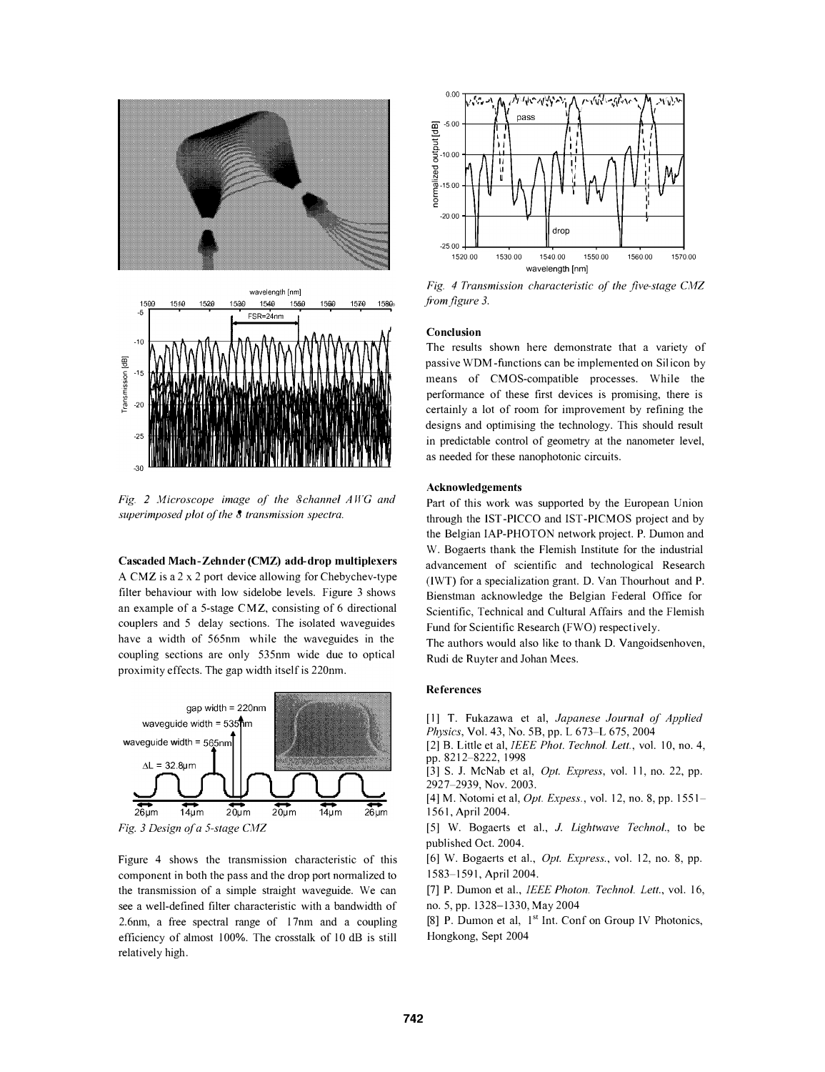wavelength [nm]

1500 1510 1520 1530 1540 1550 1560 1570 1580

-5

FSR=24nm

-10

-15

-20

-25

-30

Transmission [dB]

*Fig. 2 Microscope image of the 8channel AWG and superimposed plot of the 8 transmission spectra.*

**Cascaded Mach-Zehnder (CMZ) add-drop multiplexers**

A CMZ is a 2 x 2 port device allowing for Chebychev-type filter behaviour with low sidelobe levels. Figure 3 shows an example of a 5-stage CMZ, consisting of 6 directional couplers and 5 delay sections. The isolated waveguides have a width of 565nm while the waveguides in the coupling sections are only 535nm wide due to optical proximity effects. The gap width itself is 220nm.

gap width = 220nm

waveguide width = 535nm

waveguide width = 565nm

ΔL = 32.8μm

26μm 14μm 20μm 20μm 14μm 26μm

*Fig. 3 Design of a 5-stage CMZ*

Figure 4 shows the transmission characteristic of this component in both the pass and the drop port normalized to the transmission of a simple straight waveguide. We can see a well-defined filter characteristic with a bandwidth of 2.6nm, a free spectral range of 17nm and a coupling efficiency of almost 100%. The crosstalk of 10 dB is still relatively high.

0.00

-5.00

-10.00

-15.00

-20.00

-25.00

pass

drop

1520.00 1530.00 1540.00 1550.00 1560.00 1570.00

wavelength [nm]

normalized output [dB]

*Fig. 4 Transmission characteristic of the five-stage CMZ from figure 3.*

**Conclusion**

The results shown here demonstrate that a variety of passive WDM-functions can be implemented on Silicon by means of CMOS-compatible processes. While the performance of these first devices is promising, there is certainly a lot of room for improvement by refining the designs and optimising the technology. This should result in predictable control of geometry at the nanometer level, as needed for these nanophotonic circuits.

**Acknowledgements**

Part of this work was supported by the European Union through the IST-PICCO and IST-PICMOS project and by the Belgian IAP-PHOTON network project. P. Dumon and W. Bogaerts thank the Flemish Institute for the industrial advancement of scientific and technological Research (IWT) for a specialization grant. D. Van Thourhout and P. Bienstman acknowledge the Belgian Federal Office for Scientific, Technical and Cultural Affairs and the Flemish Fund for Scientific Research (FWO) respectively.

The authors would also like to thank D. Vangoidsenhoven, Rudi de Ruyter and Johan Mees.

**References**

[1] T. Fukazawa et al, *Japanese Journal of Applied Physics*, Vol. 43, No. 5B, pp. L 673–L 675, 2004

[2] B. Little et al, *IEEE Phot. Technol. Lett.*, vol. 10, no. 4, pp. 8212–8222, 1998

[3] S. J. McNab et al, *Opt. Express*, vol. 11, no. 22, pp. 2927–2939, Nov. 2003.

[4] M. Notomi et al, *Opt. Expess.*, vol. 12, no. 8, pp. 1551–1561, April 2004.

[5] W. Bogaerts et al., *J. Lightwave Technol.*, to be published Oct. 2004.

[6] W. Bogaerts et al., *Opt. Express.*, vol. 12, no. 8, pp. 1583–1591, April 2004.

[7] P. Dumon et al., *IEEE Photon. Technol. Lett.*, vol. 16, no. 5, pp. 1328–1330, May 2004

[8] P. Dumon et al, 1st Int. Conf on Group IV Photonics, Hongkong, Sept 2004